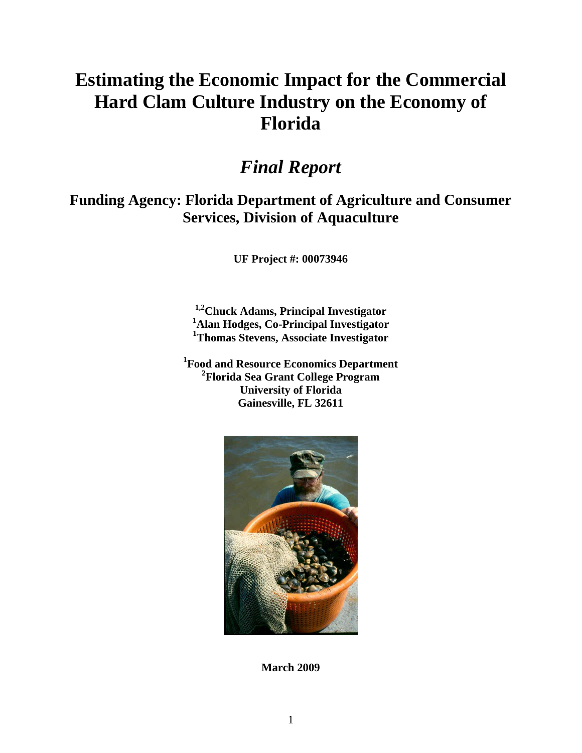# Estimating the Economic Impact for the Commercial Hard Clam Culture Industry on the Economy of Florida

## *Final Report*

### Funding Agency: Florida Department of Agriculture and Consumer Services, Division of Aquaculture

**UF Project #: 00073946**

**[1,2]Chuck Adams, Principal Investigator**
**[1]Alan Hodges, Co-Principal Investigator**
**[1]Thomas Stevens, Associate Investigator**

**[1]Food and Resource Economics Department**
**[2]Florida Sea Grant College Program**
**University of Florida**
**Gainesville, FL 32611**

**March 2009**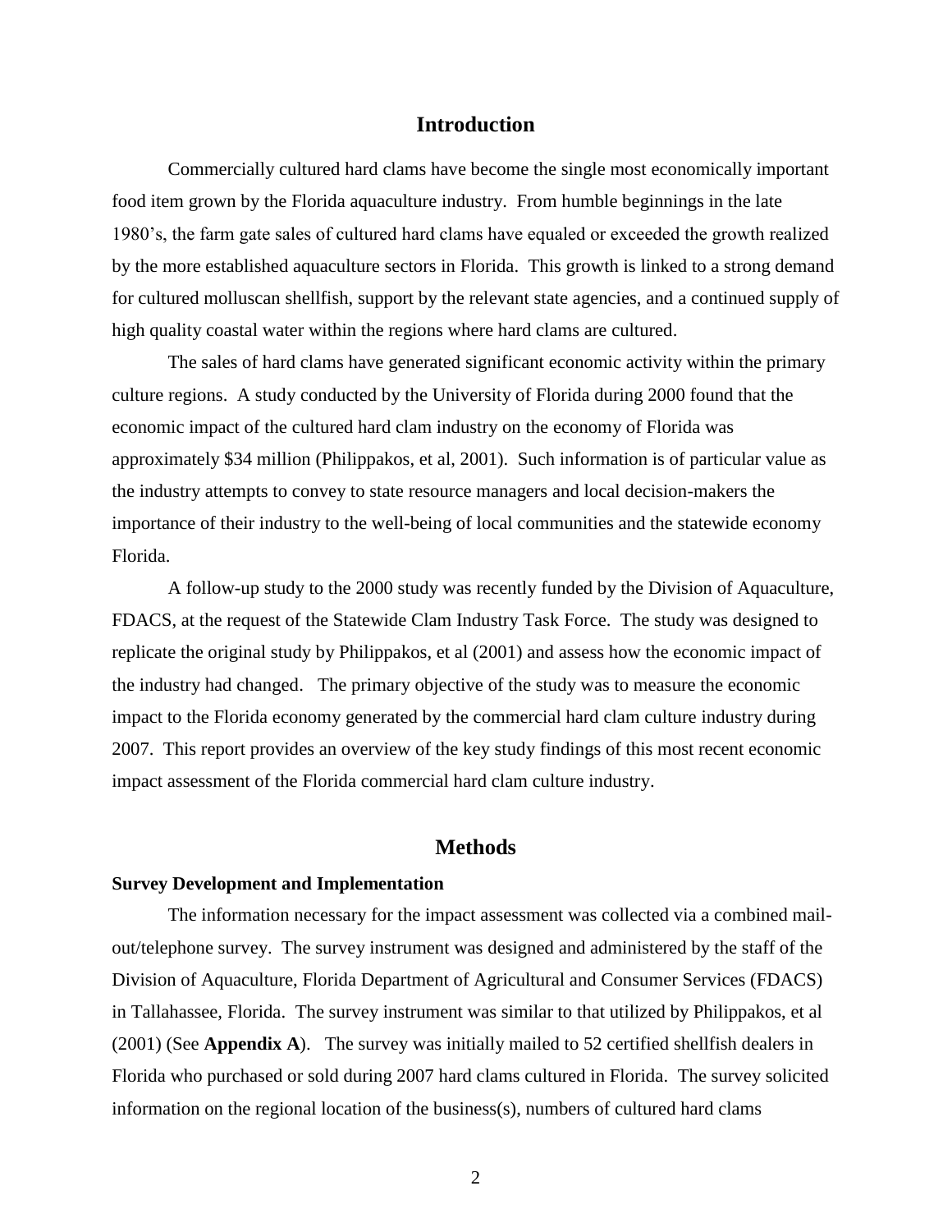## Introduction

Commercially cultured hard clams have become the single most economically important food item grown by the Florida aquaculture industry. From humble beginnings in the late 1980's, the farm gate sales of cultured hard clams have equaled or exceeded the growth realized by the more established aquaculture sectors in Florida. This growth is linked to a strong demand for cultured molluscan shellfish, support by the relevant state agencies, and a continued supply of high quality coastal water within the regions where hard clams are cultured.

The sales of hard clams have generated significant economic activity within the primary culture regions. A study conducted by the University of Florida during 2000 found that the economic impact of the cultured hard clam industry on the economy of Florida was approximately $34 million (Philippakos, et al, 2001). Such information is of particular value as the industry attempts to convey to state resource managers and local decision-makers the importance of their industry to the well-being of local communities and the statewide economy Florida.

A follow-up study to the 2000 study was recently funded by the Division of Aquaculture, FDACS, at the request of the Statewide Clam Industry Task Force. The study was designed to replicate the original study by Philippakos, et al (2001) and assess how the economic impact of the industry had changed. The primary objective of the study was to measure the economic impact to the Florida economy generated by the commercial hard clam culture industry during 2007. This report provides an overview of the key study findings of this most recent economic impact assessment of the Florida commercial hard clam culture industry.

## Methods

### Survey Development and Implementation

The information necessary for the impact assessment was collected via a combined mail-out/telephone survey. The survey instrument was designed and administered by the staff of the Division of Aquaculture, Florida Department of Agricultural and Consumer Services (FDACS) in Tallahassee, Florida. The survey instrument was similar to that utilized by Philippakos, et al (2001) (See **Appendix A**). The survey was initially mailed to 52 certified shellfish dealers in Florida who purchased or sold during 2007 hard clams cultured in Florida. The survey solicited information on the regional location of the business(s), numbers of cultured hard clams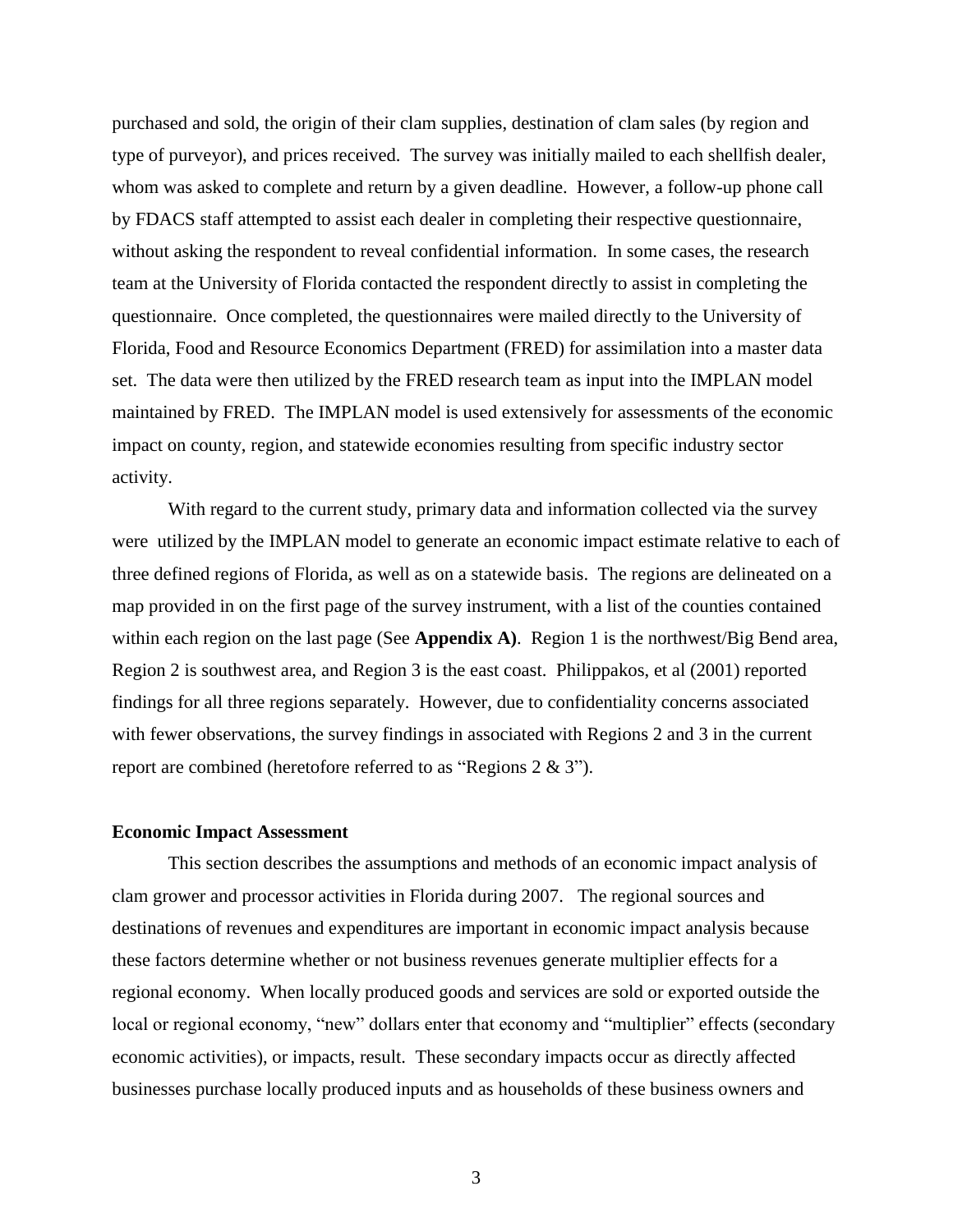purchased and sold, the origin of their clam supplies, destination of clam sales (by region and type of purveyor), and prices received. The survey was initially mailed to each shellfish dealer, whom was asked to complete and return by a given deadline. However, a follow-up phone call by FDACS staff attempted to assist each dealer in completing their respective questionnaire, without asking the respondent to reveal confidential information. In some cases, the research team at the University of Florida contacted the respondent directly to assist in completing the questionnaire. Once completed, the questionnaires were mailed directly to the University of Florida, Food and Resource Economics Department (FRED) for assimilation into a master data set. The data were then utilized by the FRED research team as input into the IMPLAN model maintained by FRED. The IMPLAN model is used extensively for assessments of the economic impact on county, region, and statewide economies resulting from specific industry sector activity.

With regard to the current study, primary data and information collected via the survey were utilized by the IMPLAN model to generate an economic impact estimate relative to each of three defined regions of Florida, as well as on a statewide basis. The regions are delineated on a map provided in on the first page of the survey instrument, with a list of the counties contained within each region on the last page (See **Appendix A)**. Region 1 is the northwest/Big Bend area, Region 2 is southwest area, and Region 3 is the east coast. Philippakos, et al (2001) reported findings for all three regions separately. However, due to confidentiality concerns associated with fewer observations, the survey findings in associated with Regions 2 and 3 in the current report are combined (heretofore referred to as "Regions 2 & 3").

**Economic Impact Assessment**

This section describes the assumptions and methods of an economic impact analysis of clam grower and processor activities in Florida during 2007. The regional sources and destinations of revenues and expenditures are important in economic impact analysis because these factors determine whether or not business revenues generate multiplier effects for a regional economy. When locally produced goods and services are sold or exported outside the local or regional economy, "new" dollars enter that economy and "multiplier" effects (secondary economic activities), or impacts, result. These secondary impacts occur as directly affected businesses purchase locally produced inputs and as households of these business owners and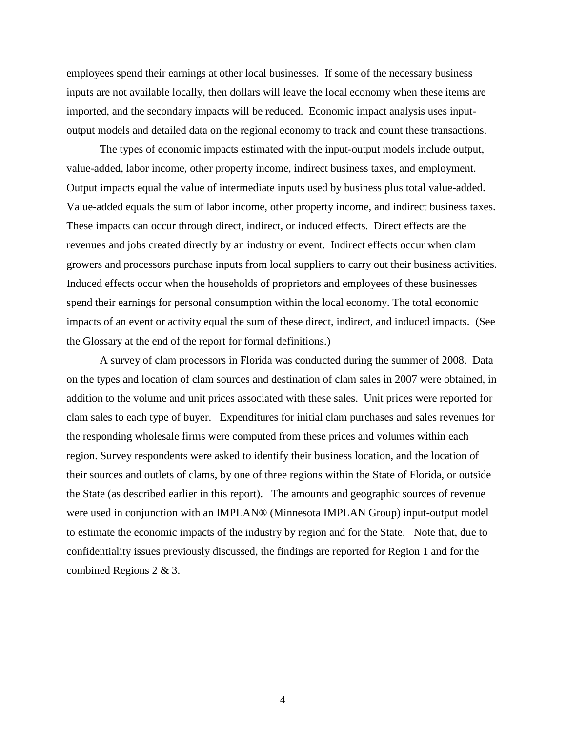employees spend their earnings at other local businesses. If some of the necessary business inputs are not available locally, then dollars will leave the local economy when these items are imported, and the secondary impacts will be reduced. Economic impact analysis uses input-output models and detailed data on the regional economy to track and count these transactions.

The types of economic impacts estimated with the input-output models include output, value-added, labor income, other property income, indirect business taxes, and employment. Output impacts equal the value of intermediate inputs used by business plus total value-added. Value-added equals the sum of labor income, other property income, and indirect business taxes. These impacts can occur through direct, indirect, or induced effects. Direct effects are the revenues and jobs created directly by an industry or event. Indirect effects occur when clam growers and processors purchase inputs from local suppliers to carry out their business activities. Induced effects occur when the households of proprietors and employees of these businesses spend their earnings for personal consumption within the local economy. The total economic impacts of an event or activity equal the sum of these direct, indirect, and induced impacts. (See the Glossary at the end of the report for formal definitions.)

A survey of clam processors in Florida was conducted during the summer of 2008. Data on the types and location of clam sources and destination of clam sales in 2007 were obtained, in addition to the volume and unit prices associated with these sales. Unit prices were reported for clam sales to each type of buyer. Expenditures for initial clam purchases and sales revenues for the responding wholesale firms were computed from these prices and volumes within each region. Survey respondents were asked to identify their business location, and the location of their sources and outlets of clams, by one of three regions within the State of Florida, or outside the State (as described earlier in this report). The amounts and geographic sources of revenue were used in conjunction with an IMPLAN® (Minnesota IMPLAN Group) input-output model to estimate the economic impacts of the industry by region and for the State. Note that, due to confidentiality issues previously discussed, the findings are reported for Region 1 and for the combined Regions 2 & 3.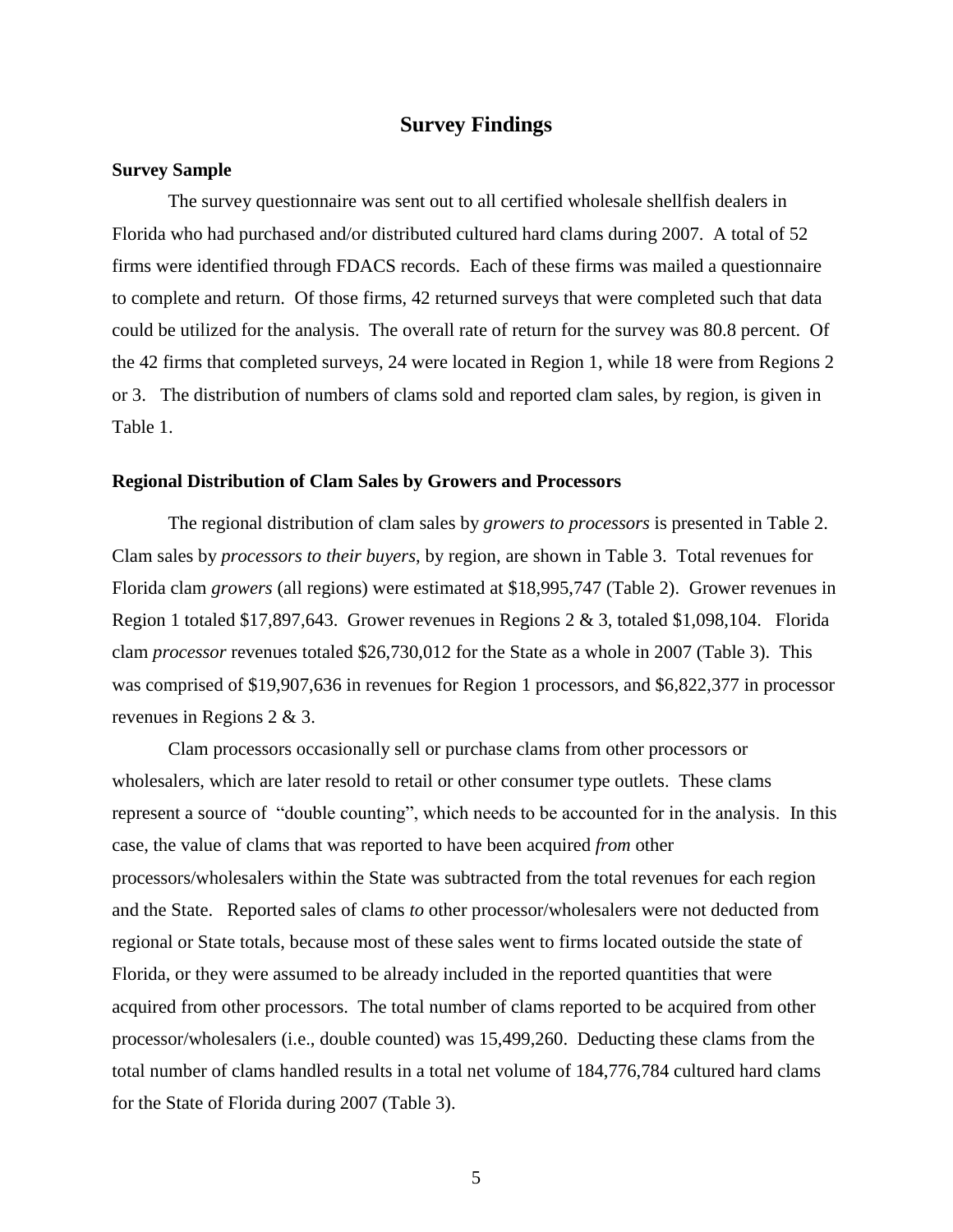# Survey Findings

### Survey Sample

The survey questionnaire was sent out to all certified wholesale shellfish dealers in Florida who had purchased and/or distributed cultured hard clams during 2007. A total of 52 firms were identified through FDACS records. Each of these firms was mailed a questionnaire to complete and return. Of those firms, 42 returned surveys that were completed such that data could be utilized for the analysis. The overall rate of return for the survey was 80.8 percent. Of the 42 firms that completed surveys, 24 were located in Region 1, while 18 were from Regions 2 or 3. The distribution of numbers of clams sold and reported clam sales, by region, is given in Table 1.

### Regional Distribution of Clam Sales by Growers and Processors

The regional distribution of clam sales by *growers to processors* is presented in Table 2. Clam sales by *processors to their buyers*, by region, are shown in Table 3. Total revenues for Florida clam *growers* (all regions) were estimated at $18,995,747 (Table 2). Grower revenues in Region 1 totaled $17,897,643. Grower revenues in Regions 2 & 3, totaled $1,098,104. Florida clam *processor* revenues totaled $26,730,012 for the State as a whole in 2007 (Table 3). This was comprised of $19,907,636 in revenues for Region 1 processors, and $6,822,377 in processor revenues in Regions 2 & 3.

Clam processors occasionally sell or purchase clams from other processors or wholesalers, which are later resold to retail or other consumer type outlets. These clams represent a source of "double counting", which needs to be accounted for in the analysis. In this case, the value of clams that was reported to have been acquired *from* other processors/wholesalers within the State was subtracted from the total revenues for each region and the State. Reported sales of clams *to* other processor/wholesalers were not deducted from regional or State totals, because most of these sales went to firms located outside the state of Florida, or they were assumed to be already included in the reported quantities that were acquired from other processors. The total number of clams reported to be acquired from other processor/wholesalers (i.e., double counted) was 15,499,260. Deducting these clams from the total number of clams handled results in a total net volume of 184,776,784 cultured hard clams for the State of Florida during 2007 (Table 3).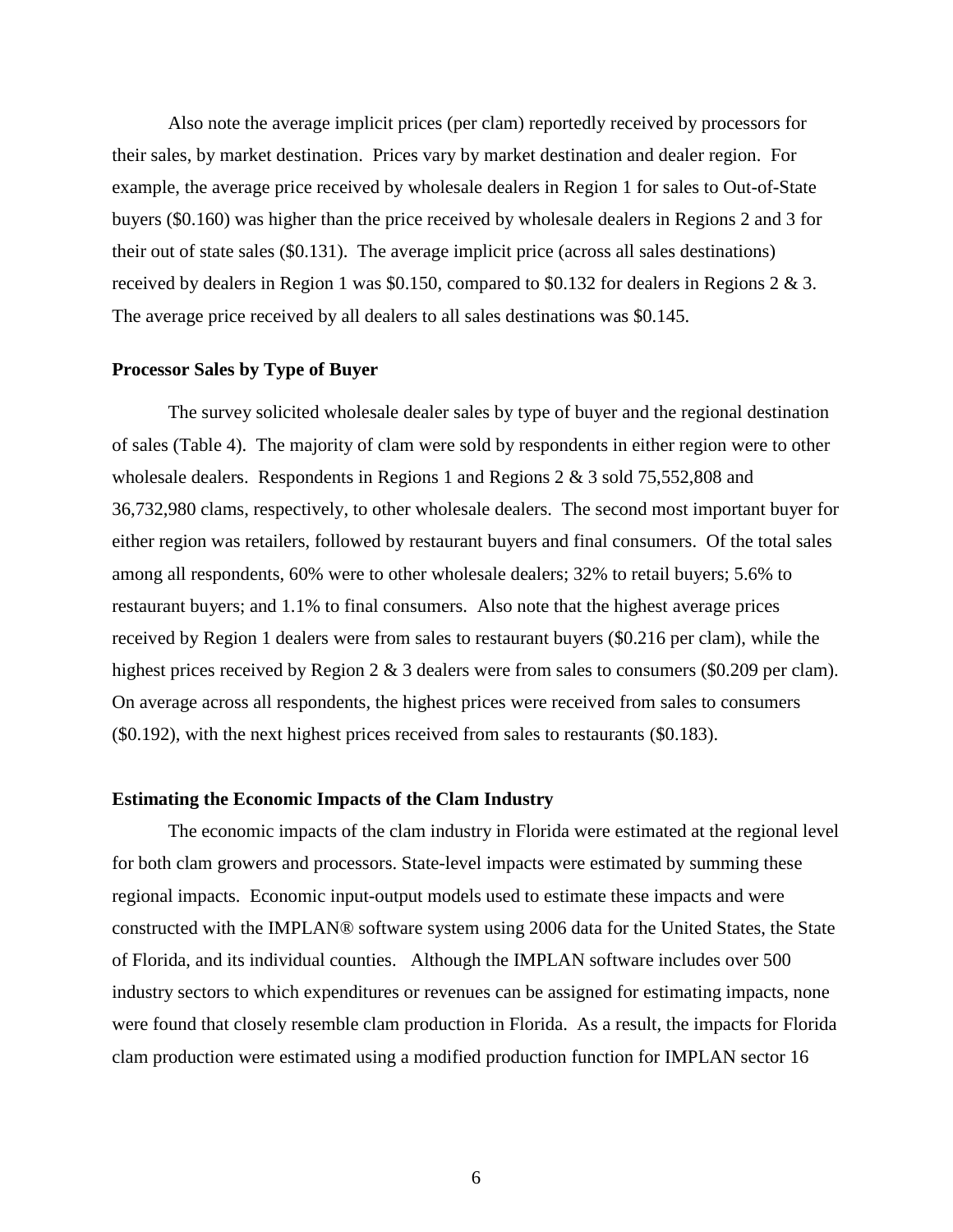Also note the average implicit prices (per clam) reportedly received by processors for their sales, by market destination. Prices vary by market destination and dealer region. For example, the average price received by wholesale dealers in Region 1 for sales to Out-of-State buyers ($0.160) was higher than the price received by wholesale dealers in Regions 2 and 3 for their out of state sales ($0.131). The average implicit price (across all sales destinations) received by dealers in Region 1 was $0.150, compared to $0.132 for dealers in Regions 2 & 3. The average price received by all dealers to all sales destinations was $0.145.

**Processor Sales by Type of Buyer**

The survey solicited wholesale dealer sales by type of buyer and the regional destination of sales (Table 4). The majority of clam were sold by respondents in either region were to other wholesale dealers. Respondents in Regions 1 and Regions 2 & 3 sold 75,552,808 and 36,732,980 clams, respectively, to other wholesale dealers. The second most important buyer for either region was retailers, followed by restaurant buyers and final consumers. Of the total sales among all respondents, 60% were to other wholesale dealers; 32% to retail buyers; 5.6% to restaurant buyers; and 1.1% to final consumers. Also note that the highest average prices received by Region 1 dealers were from sales to restaurant buyers ($0.216 per clam), while the highest prices received by Region 2 & 3 dealers were from sales to consumers ($0.209 per clam). On average across all respondents, the highest prices were received from sales to consumers ($0.192), with the next highest prices received from sales to restaurants ($0.183).

**Estimating the Economic Impacts of the Clam Industry**

The economic impacts of the clam industry in Florida were estimated at the regional level for both clam growers and processors. State-level impacts were estimated by summing these regional impacts. Economic input-output models used to estimate these impacts and were constructed with the IMPLAN® software system using 2006 data for the United States, the State of Florida, and its individual counties. Although the IMPLAN software includes over 500 industry sectors to which expenditures or revenues can be assigned for estimating impacts, none were found that closely resemble clam production in Florida. As a result, the impacts for Florida clam production were estimated using a modified production function for IMPLAN sector 16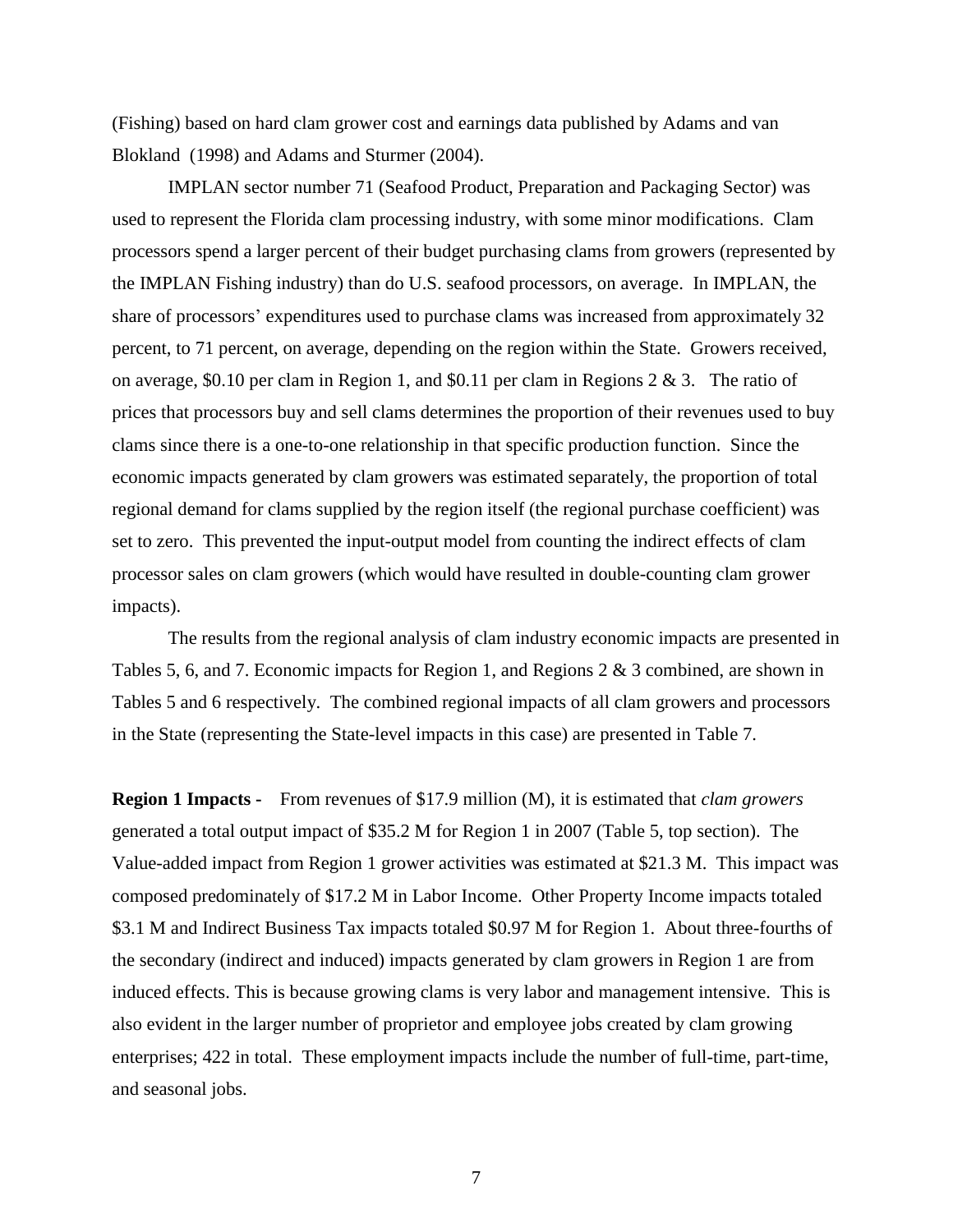(Fishing) based on hard clam grower cost and earnings data published by Adams and van Blokland (1998) and Adams and Sturmer (2004).

IMPLAN sector number 71 (Seafood Product, Preparation and Packaging Sector) was used to represent the Florida clam processing industry, with some minor modifications. Clam processors spend a larger percent of their budget purchasing clams from growers (represented by the IMPLAN Fishing industry) than do U.S. seafood processors, on average. In IMPLAN, the share of processors' expenditures used to purchase clams was increased from approximately 32 percent, to 71 percent, on average, depending on the region within the State. Growers received, on average, \$0.10 per clam in Region 1, and \$0.11 per clam in Regions 2 & 3. The ratio of prices that processors buy and sell clams determines the proportion of their revenues used to buy clams since there is a one-to-one relationship in that specific production function. Since the economic impacts generated by clam growers was estimated separately, the proportion of total regional demand for clams supplied by the region itself (the regional purchase coefficient) was set to zero. This prevented the input-output model from counting the indirect effects of clam processor sales on clam growers (which would have resulted in double-counting clam grower impacts).

The results from the regional analysis of clam industry economic impacts are presented in Tables 5, 6, and 7. Economic impacts for Region 1, and Regions 2 & 3 combined, are shown in Tables 5 and 6 respectively. The combined regional impacts of all clam growers and processors in the State (representing the State-level impacts in this case) are presented in Table 7.

**Region 1 Impacts -** From revenues of \$17.9 million (M), it is estimated that *clam growers* generated a total output impact of \$35.2 M for Region 1 in 2007 (Table 5, top section). The Value-added impact from Region 1 grower activities was estimated at \$21.3 M. This impact was composed predominately of \$17.2 M in Labor Income. Other Property Income impacts totaled \$3.1 M and Indirect Business Tax impacts totaled \$0.97 M for Region 1. About three-fourths of the secondary (indirect and induced) impacts generated by clam growers in Region 1 are from induced effects. This is because growing clams is very labor and management intensive. This is also evident in the larger number of proprietor and employee jobs created by clam growing enterprises; 422 in total. These employment impacts include the number of full-time, part-time, and seasonal jobs.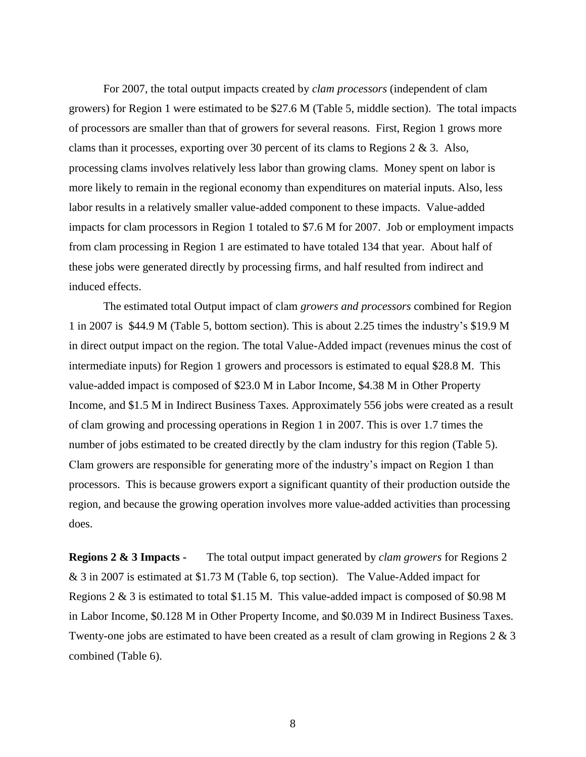For 2007, the total output impacts created by *clam processors* (independent of clam growers) for Region 1 were estimated to be $27.6 M (Table 5, middle section). The total impacts of processors are smaller than that of growers for several reasons. First, Region 1 grows more clams than it processes, exporting over 30 percent of its clams to Regions 2 & 3. Also, processing clams involves relatively less labor than growing clams. Money spent on labor is more likely to remain in the regional economy than expenditures on material inputs. Also, less labor results in a relatively smaller value-added component to these impacts. Value-added impacts for clam processors in Region 1 totaled to $7.6 M for 2007. Job or employment impacts from clam processing in Region 1 are estimated to have totaled 134 that year. About half of these jobs were generated directly by processing firms, and half resulted from indirect and induced effects.

The estimated total Output impact of clam *growers and processors* combined for Region 1 in 2007 is $44.9 M (Table 5, bottom section). This is about 2.25 times the industry's $19.9 M in direct output impact on the region. The total Value-Added impact (revenues minus the cost of intermediate inputs) for Region 1 growers and processors is estimated to equal $28.8 M. This value-added impact is composed of $23.0 M in Labor Income, $4.38 M in Other Property Income, and $1.5 M in Indirect Business Taxes. Approximately 556 jobs were created as a result of clam growing and processing operations in Region 1 in 2007. This is over 1.7 times the number of jobs estimated to be created directly by the clam industry for this region (Table 5). Clam growers are responsible for generating more of the industry's impact on Region 1 than processors. This is because growers export a significant quantity of their production outside the region, and because the growing operation involves more value-added activities than processing does.

**Regions 2 & 3 Impacts -** The total output impact generated by *clam growers* for Regions 2 & 3 in 2007 is estimated at $1.73 M (Table 6, top section). The Value-Added impact for Regions 2 & 3 is estimated to total $1.15 M. This value-added impact is composed of $0.98 M in Labor Income, $0.128 M in Other Property Income, and $0.039 M in Indirect Business Taxes. Twenty-one jobs are estimated to have been created as a result of clam growing in Regions 2 & 3 combined (Table 6).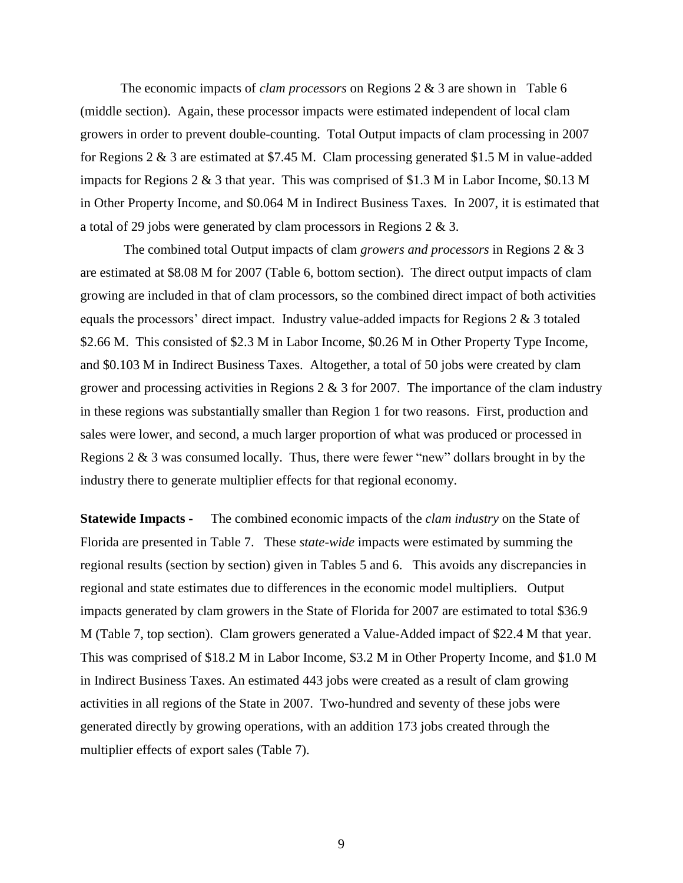The economic impacts of *clam processors* on Regions 2 & 3 are shown in Table 6 (middle section). Again, these processor impacts were estimated independent of local clam growers in order to prevent double-counting. Total Output impacts of clam processing in 2007 for Regions 2 & 3 are estimated at $7.45 M. Clam processing generated $1.5 M in value-added impacts for Regions 2 & 3 that year. This was comprised of $1.3 M in Labor Income, $0.13 M in Other Property Income, and $0.064 M in Indirect Business Taxes. In 2007, it is estimated that a total of 29 jobs were generated by clam processors in Regions 2 & 3.

The combined total Output impacts of clam *growers and processors* in Regions 2 & 3 are estimated at $8.08 M for 2007 (Table 6, bottom section). The direct output impacts of clam growing are included in that of clam processors, so the combined direct impact of both activities equals the processors' direct impact. Industry value-added impacts for Regions 2 & 3 totaled $2.66 M. This consisted of $2.3 M in Labor Income, $0.26 M in Other Property Type Income, and $0.103 M in Indirect Business Taxes. Altogether, a total of 50 jobs were created by clam grower and processing activities in Regions 2 & 3 for 2007. The importance of the clam industry in these regions was substantially smaller than Region 1 for two reasons. First, production and sales were lower, and second, a much larger proportion of what was produced or processed in Regions 2 & 3 was consumed locally. Thus, there were fewer "new" dollars brought in by the industry there to generate multiplier effects for that regional economy.

**Statewide Impacts -** The combined economic impacts of the *clam industry* on the State of Florida are presented in Table 7. These *state-wide* impacts were estimated by summing the regional results (section by section) given in Tables 5 and 6. This avoids any discrepancies in regional and state estimates due to differences in the economic model multipliers. Output impacts generated by clam growers in the State of Florida for 2007 are estimated to total $36.9 M (Table 7, top section). Clam growers generated a Value-Added impact of $22.4 M that year. This was comprised of $18.2 M in Labor Income, $3.2 M in Other Property Income, and $1.0 M in Indirect Business Taxes. An estimated 443 jobs were created as a result of clam growing activities in all regions of the State in 2007. Two-hundred and seventy of these jobs were generated directly by growing operations, with an addition 173 jobs created through the multiplier effects of export sales (Table 7).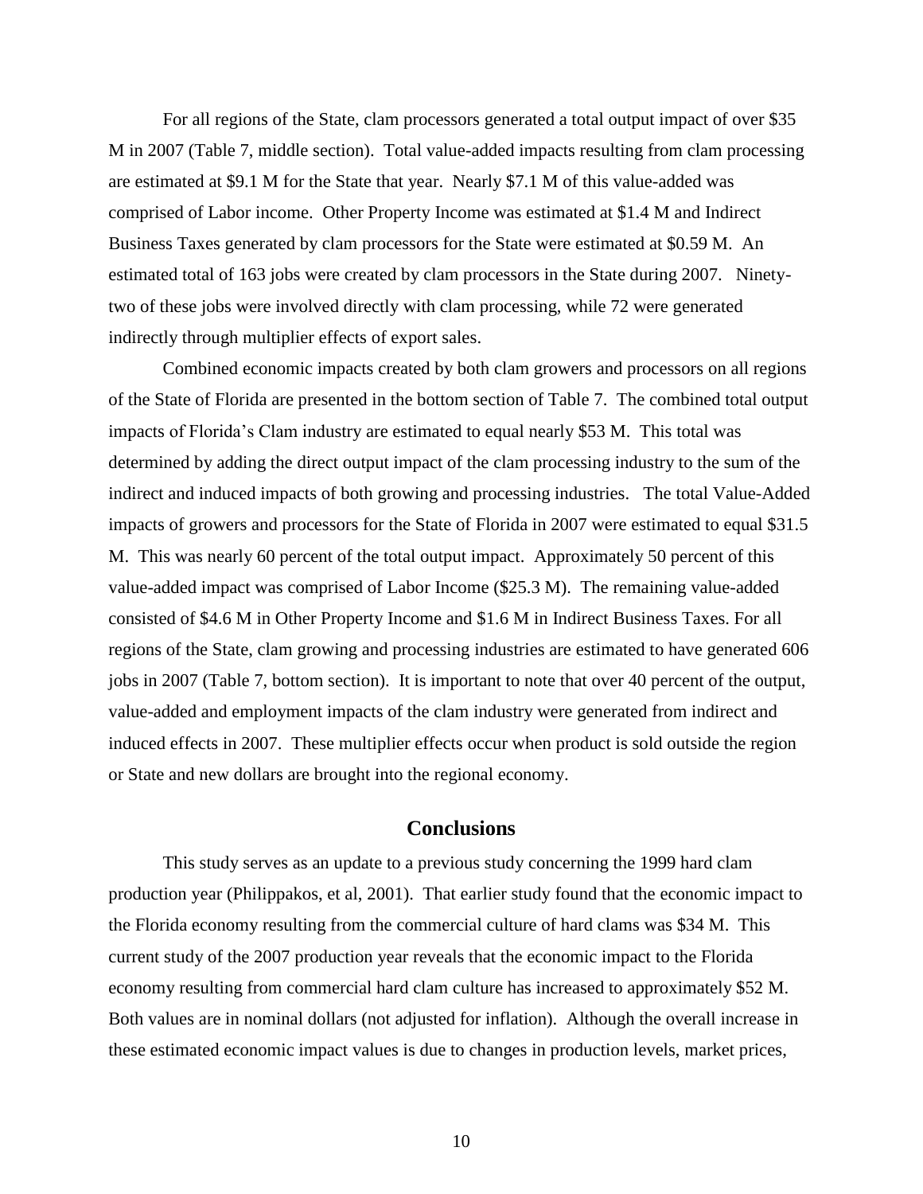For all regions of the State, clam processors generated a total output impact of over $35 M in 2007 (Table 7, middle section). Total value-added impacts resulting from clam processing are estimated at $9.1 M for the State that year. Nearly $7.1 M of this value-added was comprised of Labor income. Other Property Income was estimated at $1.4 M and Indirect Business Taxes generated by clam processors for the State were estimated at $0.59 M. An estimated total of 163 jobs were created by clam processors in the State during 2007. Ninety-two of these jobs were involved directly with clam processing, while 72 were generated indirectly through multiplier effects of export sales.

Combined economic impacts created by both clam growers and processors on all regions of the State of Florida are presented in the bottom section of Table 7. The combined total output impacts of Florida's Clam industry are estimated to equal nearly $53 M. This total was determined by adding the direct output impact of the clam processing industry to the sum of the indirect and induced impacts of both growing and processing industries. The total Value-Added impacts of growers and processors for the State of Florida in 2007 were estimated to equal $31.5 M. This was nearly 60 percent of the total output impact. Approximately 50 percent of this value-added impact was comprised of Labor Income ($25.3 M). The remaining value-added consisted of $4.6 M in Other Property Income and $1.6 M in Indirect Business Taxes. For all regions of the State, clam growing and processing industries are estimated to have generated 606 jobs in 2007 (Table 7, bottom section). It is important to note that over 40 percent of the output, value-added and employment impacts of the clam industry were generated from indirect and induced effects in 2007. These multiplier effects occur when product is sold outside the region or State and new dollars are brought into the regional economy.

## Conclusions

This study serves as an update to a previous study concerning the 1999 hard clam production year (Philippakos, et al, 2001). That earlier study found that the economic impact to the Florida economy resulting from the commercial culture of hard clams was $34 M. This current study of the 2007 production year reveals that the economic impact to the Florida economy resulting from commercial hard clam culture has increased to approximately $52 M. Both values are in nominal dollars (not adjusted for inflation). Although the overall increase in these estimated economic impact values is due to changes in production levels, market prices,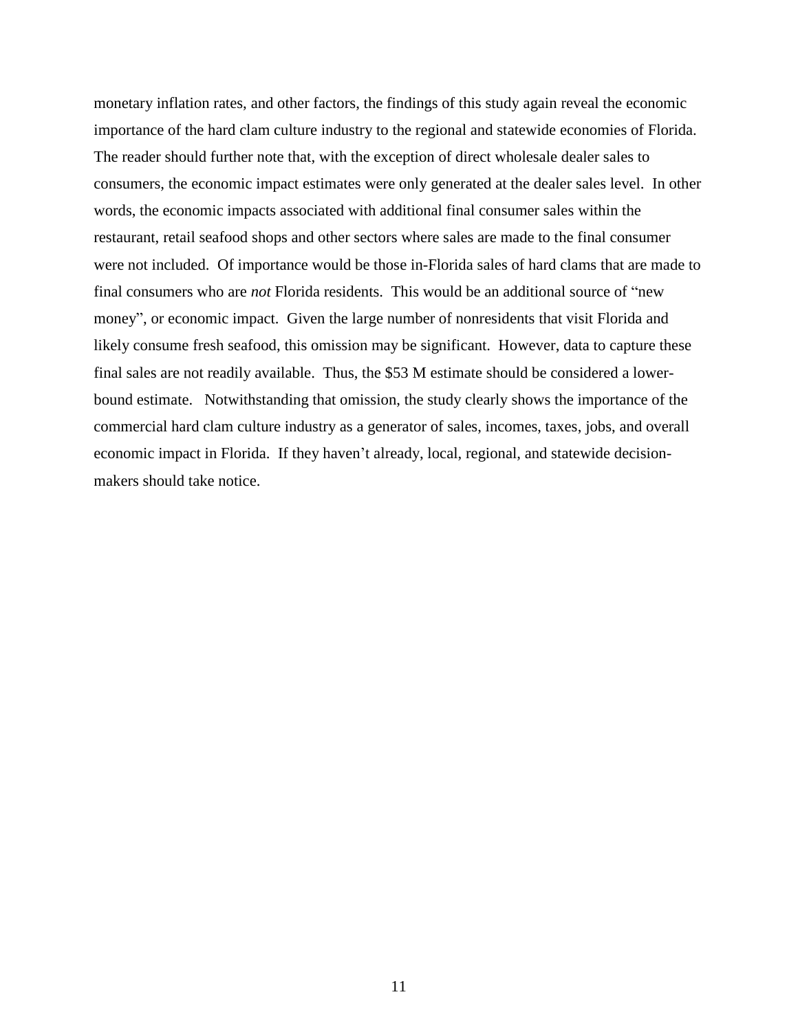monetary inflation rates, and other factors, the findings of this study again reveal the economic importance of the hard clam culture industry to the regional and statewide economies of Florida. The reader should further note that, with the exception of direct wholesale dealer sales to consumers, the economic impact estimates were only generated at the dealer sales level. In other words, the economic impacts associated with additional final consumer sales within the restaurant, retail seafood shops and other sectors where sales are made to the final consumer were not included. Of importance would be those in-Florida sales of hard clams that are made to final consumers who are *not* Florida residents. This would be an additional source of "new money", or economic impact. Given the large number of nonresidents that visit Florida and likely consume fresh seafood, this omission may be significant. However, data to capture these final sales are not readily available. Thus, the $53 M estimate should be considered a lower-bound estimate. Notwithstanding that omission, the study clearly shows the importance of the commercial hard clam culture industry as a generator of sales, incomes, taxes, jobs, and overall economic impact in Florida. If they haven't already, local, regional, and statewide decision-makers should take notice.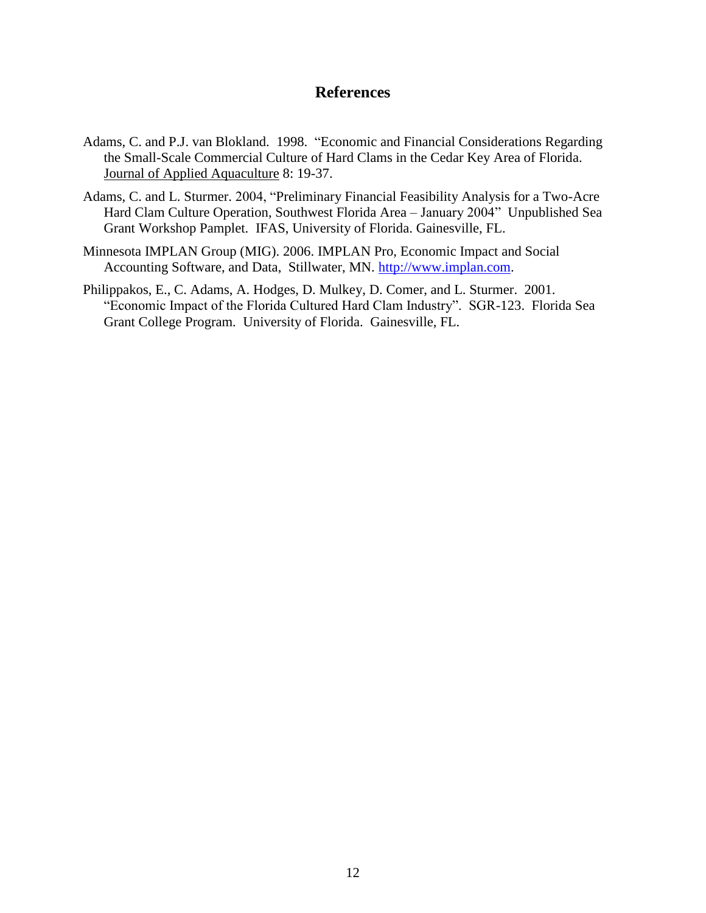# References

Adams, C. and P.J. van Blokland. 1998. "Economic and Financial Considerations Regarding the Small-Scale Commercial Culture of Hard Clams in the Cedar Key Area of Florida. Journal of Applied Aquaculture 8: 19-37.

Adams, C. and L. Sturmer. 2004, "Preliminary Financial Feasibility Analysis for a Two-Acre Hard Clam Culture Operation, Southwest Florida Area – January 2004" Unpublished Sea Grant Workshop Pamplet. IFAS, University of Florida. Gainesville, FL.

Minnesota IMPLAN Group (MIG). 2006. IMPLAN Pro, Economic Impact and Social Accounting Software, and Data, Stillwater, MN. http://www.implan.com.

Philippakos, E., C. Adams, A. Hodges, D. Mulkey, D. Comer, and L. Sturmer. 2001. "Economic Impact of the Florida Cultured Hard Clam Industry". SGR-123. Florida Sea Grant College Program. University of Florida. Gainesville, FL.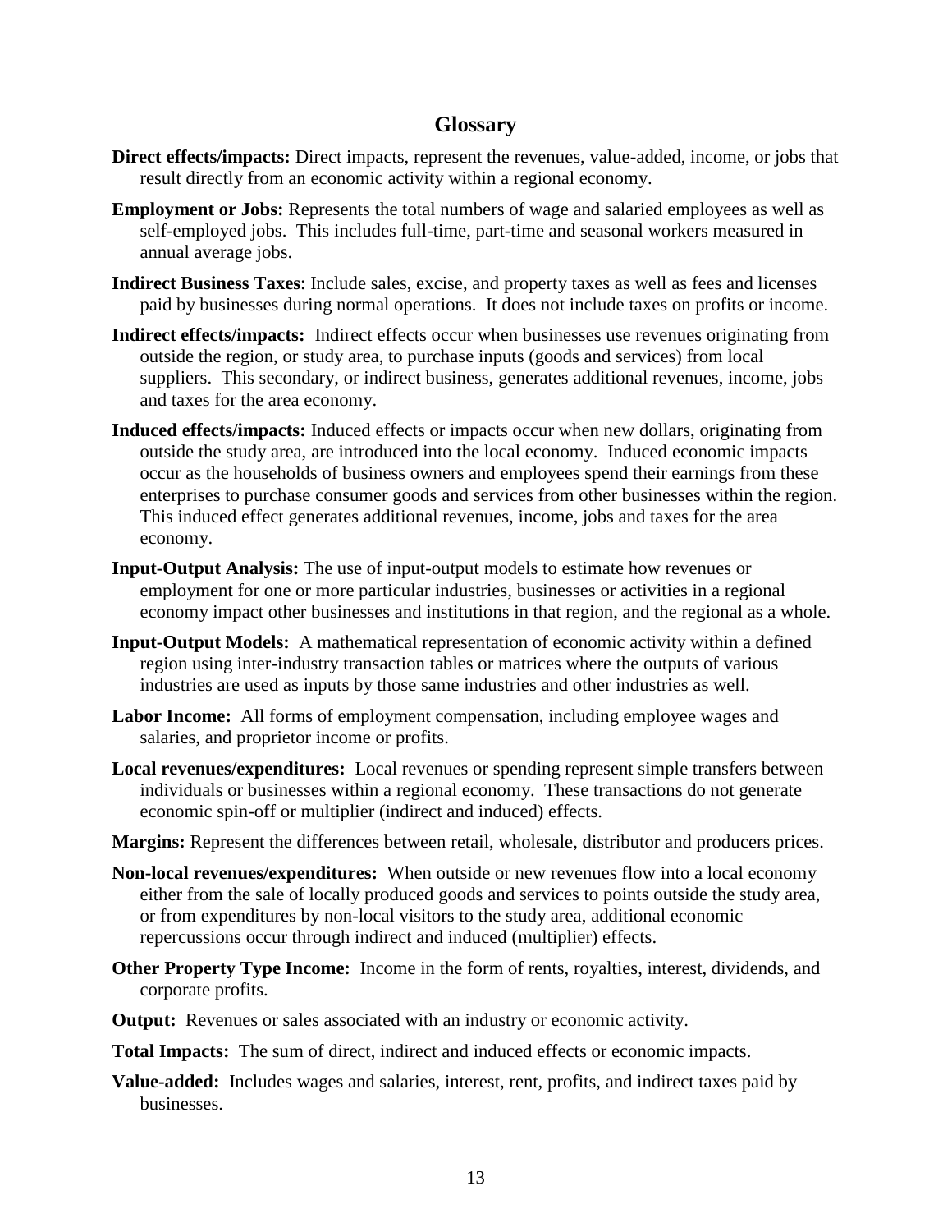## Glossary

**Direct effects/impacts:** Direct impacts, represent the revenues, value-added, income, or jobs that result directly from an economic activity within a regional economy.

**Employment or Jobs:** Represents the total numbers of wage and salaried employees as well as self-employed jobs. This includes full-time, part-time and seasonal workers measured in annual average jobs.

**Indirect Business Taxes**: Include sales, excise, and property taxes as well as fees and licenses paid by businesses during normal operations. It does not include taxes on profits or income.

**Indirect effects/impacts:** Indirect effects occur when businesses use revenues originating from outside the region, or study area, to purchase inputs (goods and services) from local suppliers. This secondary, or indirect business, generates additional revenues, income, jobs and taxes for the area economy.

**Induced effects/impacts:** Induced effects or impacts occur when new dollars, originating from outside the study area, are introduced into the local economy. Induced economic impacts occur as the households of business owners and employees spend their earnings from these enterprises to purchase consumer goods and services from other businesses within the region. This induced effect generates additional revenues, income, jobs and taxes for the area economy.

**Input-Output Analysis:** The use of input-output models to estimate how revenues or employment for one or more particular industries, businesses or activities in a regional economy impact other businesses and institutions in that region, and the regional as a whole.

**Input-Output Models:** A mathematical representation of economic activity within a defined region using inter-industry transaction tables or matrices where the outputs of various industries are used as inputs by those same industries and other industries as well.

**Labor Income:** All forms of employment compensation, including employee wages and salaries, and proprietor income or profits.

**Local revenues/expenditures:** Local revenues or spending represent simple transfers between individuals or businesses within a regional economy. These transactions do not generate economic spin-off or multiplier (indirect and induced) effects.

**Margins:** Represent the differences between retail, wholesale, distributor and producers prices.

**Non-local revenues/expenditures:** When outside or new revenues flow into a local economy either from the sale of locally produced goods and services to points outside the study area, or from expenditures by non-local visitors to the study area, additional economic repercussions occur through indirect and induced (multiplier) effects.

**Other Property Type Income:** Income in the form of rents, royalties, interest, dividends, and corporate profits.

**Output:** Revenues or sales associated with an industry or economic activity.

**Total Impacts:** The sum of direct, indirect and induced effects or economic impacts.

**Value-added:** Includes wages and salaries, interest, rent, profits, and indirect taxes paid by businesses.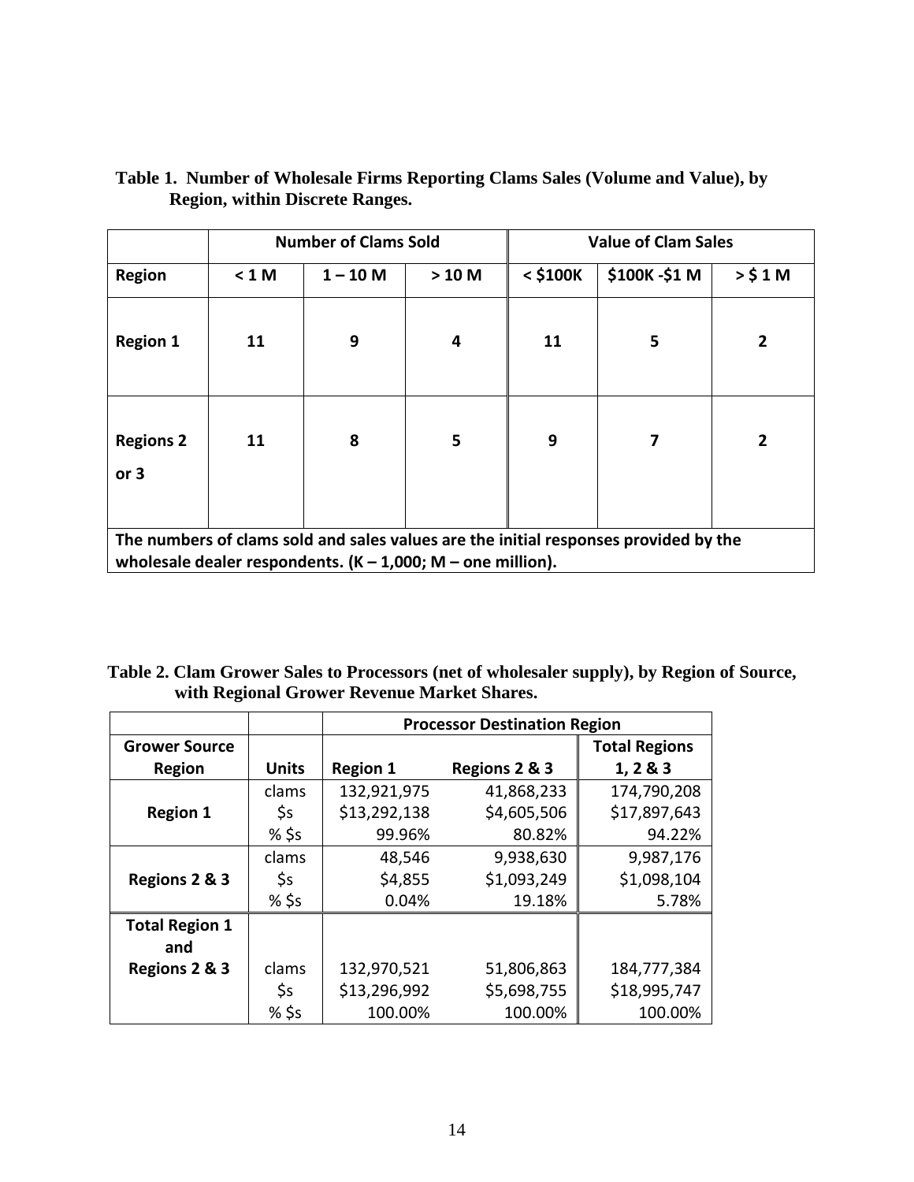**Table 1. Number of Wholesale Firms Reporting Clams Sales (Volume and Value), by Region, within Discrete Ranges.**

| | Number of Clams Sold | | | Value of Clam Sales | | |
|---|---|---|---|---|---|---|
| **Region** | **< 1 M** | **1 – 10 M** | **> 10 M** | **< $100K** | **$100K -$1 M** | **> $ 1 M** |
| **Region 1** | **11** | **9** | **4** | **11** | **5** | **2** |
| **Regions 2 or 3** | **11** | **8** | **5** | **9** | **7** | **2** |

**The numbers of clams sold and sales values are the initial responses provided by the wholesale dealer respondents. (K – 1,000; M – one million).**

**Table 2. Clam Grower Sales to Processors (net of wholesaler supply), by Region of Source, with Regional Grower Revenue Market Shares.**

| | | Processor Destination Region | | |
|---|---|---|---|---|
| **Grower Source Region** | **Units** | **Region 1** | **Regions 2 & 3** | **Total Regions 1, 2 & 3** |
| **Region 1** | clams | 132,921,975 | 41,868,233 | 174,790,208 |
| | $s | $13,292,138 | $4,605,506 | $17,897,643 |
| | % $s | 99.96% | 80.82% | 94.22% |
| **Regions 2 & 3** | clams | 48,546 | 9,938,630 | 9,987,176 |
| | $s | $4,855 | $1,093,249 | $1,098,104 |
| | % $s | 0.04% | 19.18% | 5.78% |
| **Total Region 1 and Regions 2 & 3** | clams | 132,970,521 | 51,806,863 | 184,777,384 |
| | $s | $13,296,992 | $5,698,755 | $18,995,747 |
| | % $s | 100.00% | 100.00% | 100.00% |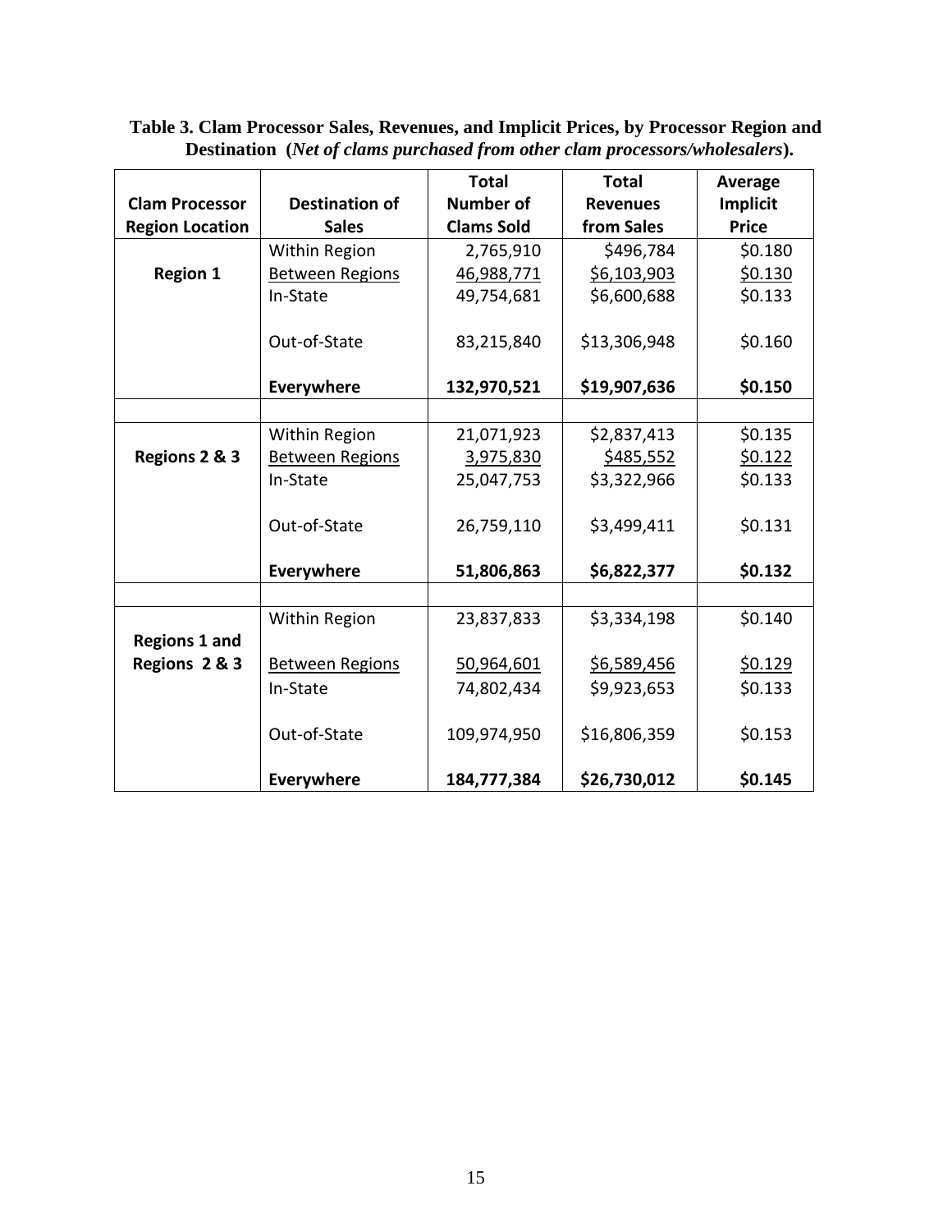**Table 3. Clam Processor Sales, Revenues, and Implicit Prices, by Processor Region and Destination (*Net of clams purchased from other clam processors/wholesalers*).**

| Clam Processor Region Location | Destination of Sales | Total Number of Clams Sold | Total Revenues from Sales | Average Implicit Price |
|---|---|---|---|---|
| **Region 1** | Within Region | 2,765,910 | $496,784 | $0.180 |
| | Between Regions | 46,988,771 | $6,103,903 | $0.130 |
| | In-State | 49,754,681 | $6,600,688 | $0.133 |
| | Out-of-State | 83,215,840 | $13,306,948 | $0.160 |
| | **Everywhere** | **132,970,521** | **$19,907,636** | **$0.150** |
| | | | | |
| **Regions 2 & 3** | Within Region | 21,071,923 | $2,837,413 | $0.135 |
| | Between Regions | 3,975,830 | $485,552 | $0.122 |
| | In-State | 25,047,753 | $3,322,966 | $0.133 |
| | Out-of-State | 26,759,110 | $3,499,411 | $0.131 |
| | **Everywhere** | **51,806,863** | **$6,822,377** | **$0.132** |
| | | | | |
| **Regions 1 and Regions 2 & 3** | Within Region | 23,837,833 | $3,334,198 | $0.140 |
| | Between Regions | 50,964,601 | $6,589,456 | $0.129 |
| | In-State | 74,802,434 | $9,923,653 | $0.133 |
| | Out-of-State | 109,974,950 | $16,806,359 | $0.153 |
| | **Everywhere** | **184,777,384** | **$26,730,012** | **$0.145** |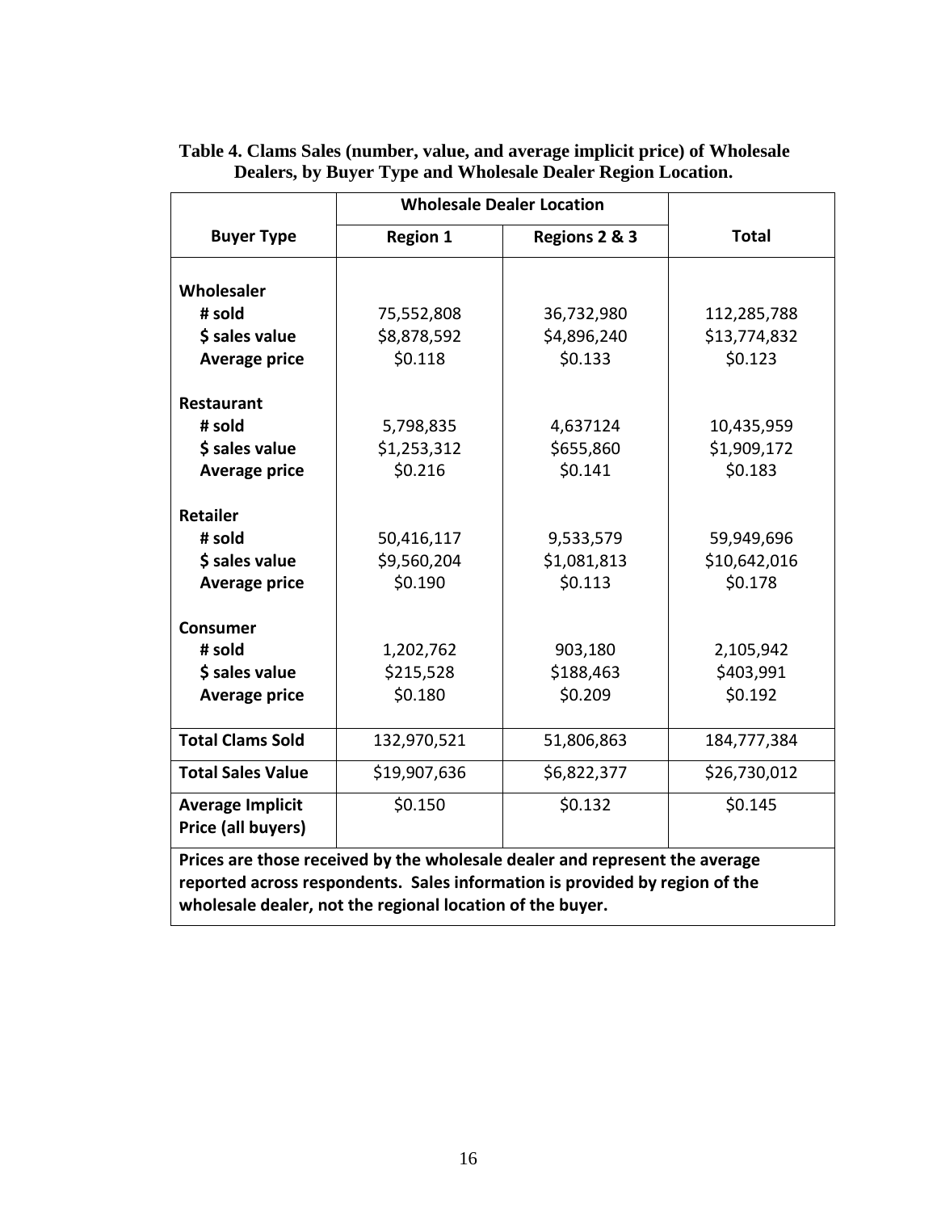**Table 4. Clams Sales (number, value, and average implicit price) of Wholesale Dealers, by Buyer Type and Wholesale Dealer Region Location.**

| Buyer Type | Wholesale Dealer Location | | Total |
|---|---|---|---|
| | Region 1 | Regions 2 & 3 | |
| **Wholesaler** | | | |
| # sold | 75,552,808 | 36,732,980 | 112,285,788 |
| $ sales value | $8,878,592 | $4,896,240 | $13,774,832 |
| Average price | $0.118 | $0.133 | $0.123 |
| **Restaurant** | | | |
| # sold | 5,798,835 | 4,637124 | 10,435,959 |
| $ sales value | $1,253,312 | $655,860 | $1,909,172 |
| Average price | $0.216 | $0.141 | $0.183 |
| **Retailer** | | | |
| # sold | 50,416,117 | 9,533,579 | 59,949,696 |
| $ sales value | $9,560,204 | $1,081,813 | $10,642,016 |
| Average price | $0.190 | $0.113 | $0.178 |
| **Consumer** | | | |
| # sold | 1,202,762 | 903,180 | 2,105,942 |
| $ sales value | $215,528 | $188,463 | $403,991 |
| Average price | $0.180 | $0.209 | $0.192 |
| **Total Clams Sold** | 132,970,521 | 51,806,863 | 184,777,384 |
| **Total Sales Value** | $19,907,636 | $6,822,377 | $26,730,012 |
| **Average Implicit Price (all buyers)** | $0.150 | $0.132 | $0.145 |

**Prices are those received by the wholesale dealer and represent the average reported across respondents. Sales information is provided by region of the wholesale dealer, not the regional location of the buyer.**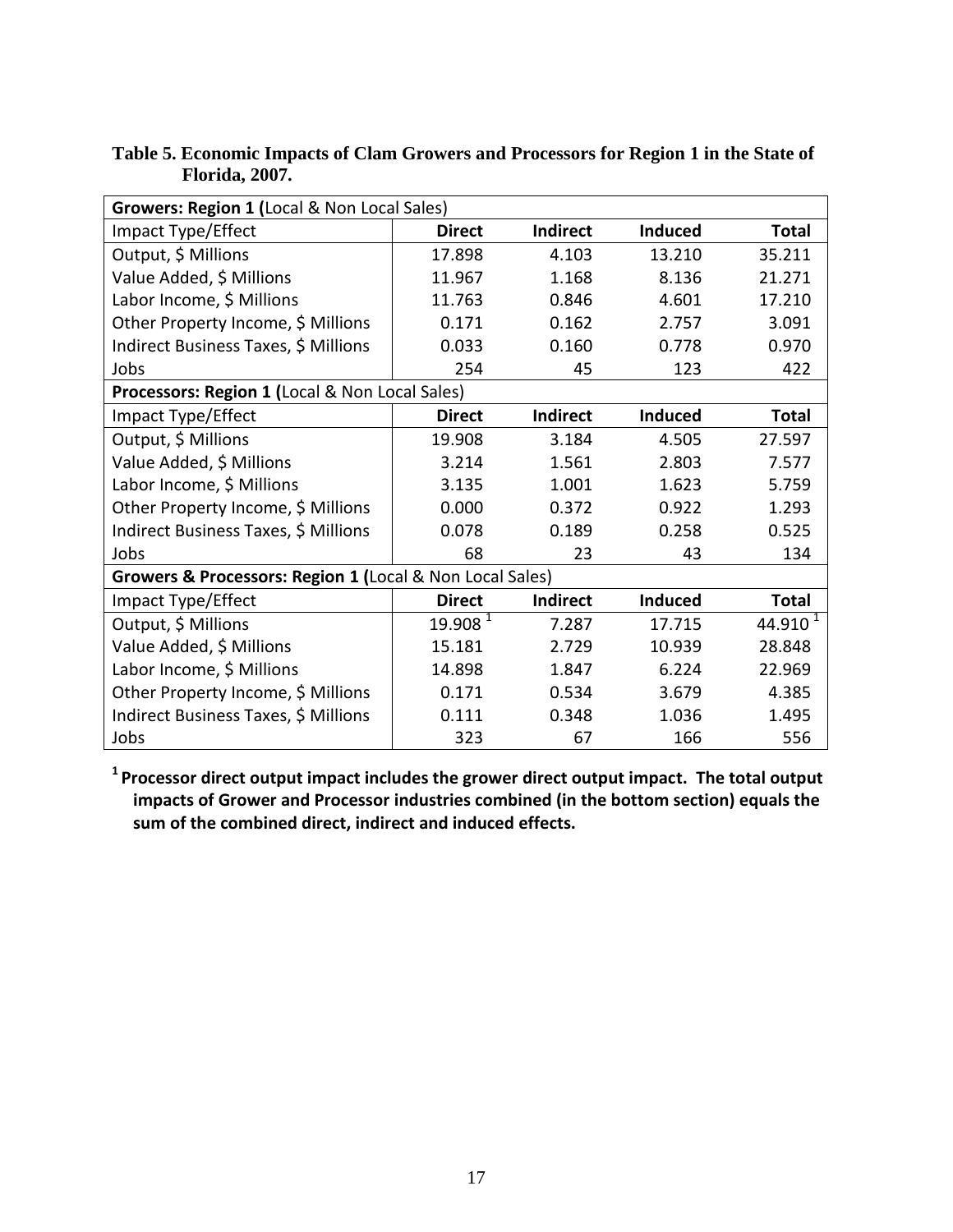**Table 5. Economic Impacts of Clam Growers and Processors for Region 1 in the State of Florida, 2007.**

| **Growers: Region 1 (**Local & Non Local Sales) | | | | |
|---|---|---|---|---|
| Impact Type/Effect | **Direct** | **Indirect** | **Induced** | **Total** |
| Output, $ Millions | 17.898 | 4.103 | 13.210 | 35.211 |
| Value Added, $ Millions | 11.967 | 1.168 | 8.136 | 21.271 |
| Labor Income, $ Millions | 11.763 | 0.846 | 4.601 | 17.210 |
| Other Property Income, $ Millions | 0.171 | 0.162 | 2.757 | 3.091 |
| Indirect Business Taxes, $ Millions | 0.033 | 0.160 | 0.778 | 0.970 |
| Jobs | 254 | 45 | 123 | 422 |
| **Processors: Region 1 (**Local & Non Local Sales) | | | | |
| Impact Type/Effect | **Direct** | **Indirect** | **Induced** | **Total** |
| Output, $ Millions | 19.908 | 3.184 | 4.505 | 27.597 |
| Value Added, $ Millions | 3.214 | 1.561 | 2.803 | 7.577 |
| Labor Income, $ Millions | 3.135 | 1.001 | 1.623 | 5.759 |
| Other Property Income, $ Millions | 0.000 | 0.372 | 0.922 | 1.293 |
| Indirect Business Taxes, $ Millions | 0.078 | 0.189 | 0.258 | 0.525 |
| Jobs | 68 | 23 | 43 | 134 |
| **Growers & Processors: Region 1 (**Local & Non Local Sales) | | | | |
| Impact Type/Effect | **Direct** | **Indirect** | **Induced** | **Total** |
| Output, $ Millions | 19.908 [1] | 7.287 | 17.715 | 44.910 [1] |
| Value Added, $ Millions | 15.181 | 2.729 | 10.939 | 28.848 |
| Labor Income, $ Millions | 14.898 | 1.847 | 6.224 | 22.969 |
| Other Property Income, $ Millions | 0.171 | 0.534 | 3.679 | 4.385 |
| Indirect Business Taxes, $ Millions | 0.111 | 0.348 | 1.036 | 1.495 |
| Jobs | 323 | 67 | 166 | 556 |

**[1] Processor direct output impact includes the grower direct output impact. The total output impacts of Grower and Processor industries combined (in the bottom section) equals the sum of the combined direct, indirect and induced effects.**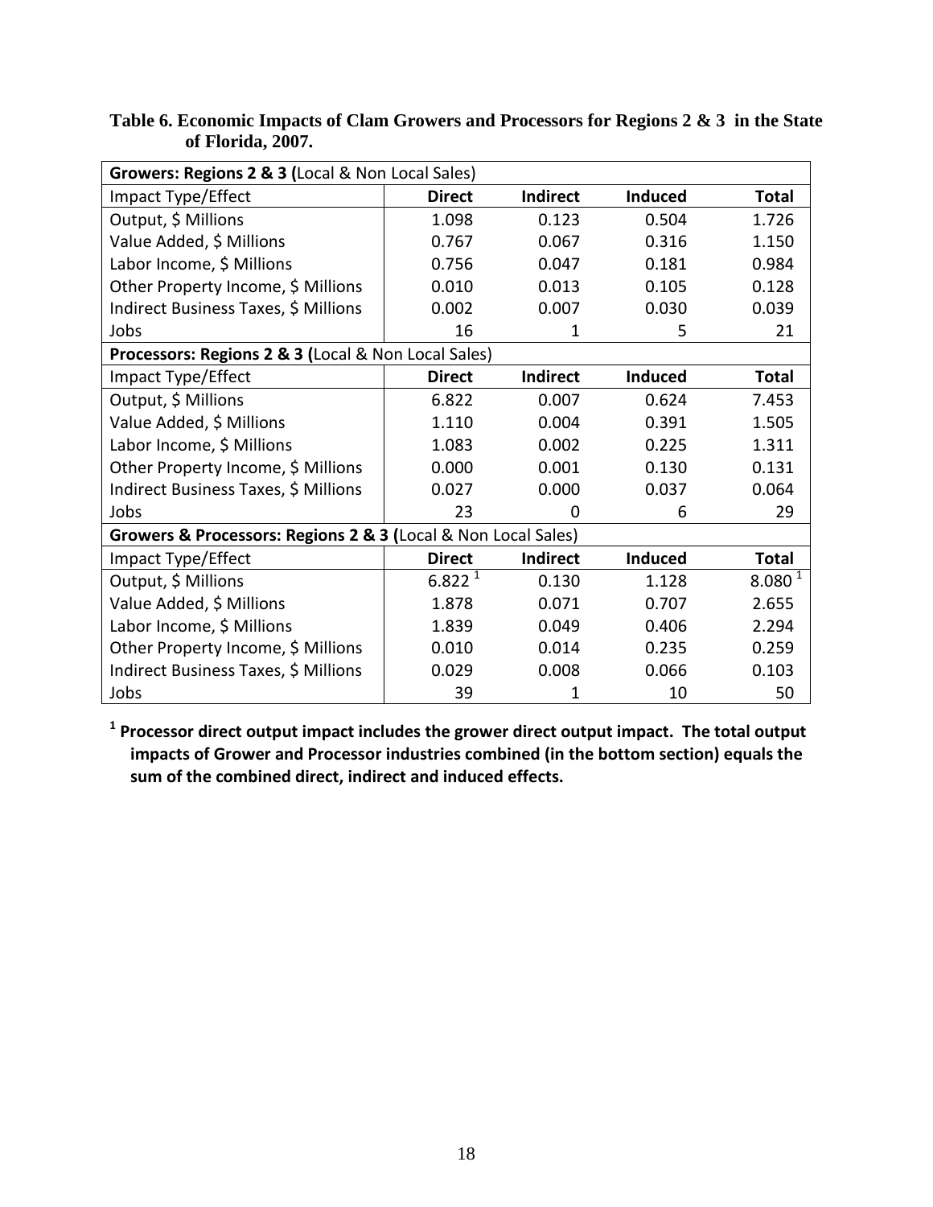**Table 6. Economic Impacts of Clam Growers and Processors for Regions 2 & 3 in the State of Florida, 2007.**

| **Growers: Regions 2 & 3 (**Local & Non Local Sales) | | | | |
|---|---|---|---|---|
| Impact Type/Effect | **Direct** | **Indirect** | **Induced** | **Total** |
| Output, $ Millions | 1.098 | 0.123 | 0.504 | 1.726 |
| Value Added, $ Millions | 0.767 | 0.067 | 0.316 | 1.150 |
| Labor Income, $ Millions | 0.756 | 0.047 | 0.181 | 0.984 |
| Other Property Income, $ Millions | 0.010 | 0.013 | 0.105 | 0.128 |
| Indirect Business Taxes, $ Millions | 0.002 | 0.007 | 0.030 | 0.039 |
| Jobs | 16 | 1 | 5 | 21 |
| **Processors: Regions 2 & 3 (**Local & Non Local Sales) | | | | |
| Impact Type/Effect | **Direct** | **Indirect** | **Induced** | **Total** |
| Output, $ Millions | 6.822 | 0.007 | 0.624 | 7.453 |
| Value Added, $ Millions | 1.110 | 0.004 | 0.391 | 1.505 |
| Labor Income, $ Millions | 1.083 | 0.002 | 0.225 | 1.311 |
| Other Property Income, $ Millions | 0.000 | 0.001 | 0.130 | 0.131 |
| Indirect Business Taxes, $ Millions | 0.027 | 0.000 | 0.037 | 0.064 |
| Jobs | 23 | 0 | 6 | 29 |
| **Growers & Processors: Regions 2 & 3 (**Local & Non Local Sales) | | | | |
| Impact Type/Effect | **Direct** | **Indirect** | **Induced** | **Total** |
| Output, $ Millions | 6.822 [1] | 0.130 | 1.128 | 8.080 [1] |
| Value Added, $ Millions | 1.878 | 0.071 | 0.707 | 2.655 |
| Labor Income, $ Millions | 1.839 | 0.049 | 0.406 | 2.294 |
| Other Property Income, $ Millions | 0.010 | 0.014 | 0.235 | 0.259 |
| Indirect Business Taxes, $ Millions | 0.029 | 0.008 | 0.066 | 0.103 |
| Jobs | 39 | 1 | 10 | 50 |

**[1] Processor direct output impact includes the grower direct output impact. The total output impacts of Grower and Processor industries combined (in the bottom section) equals the sum of the combined direct, indirect and induced effects.**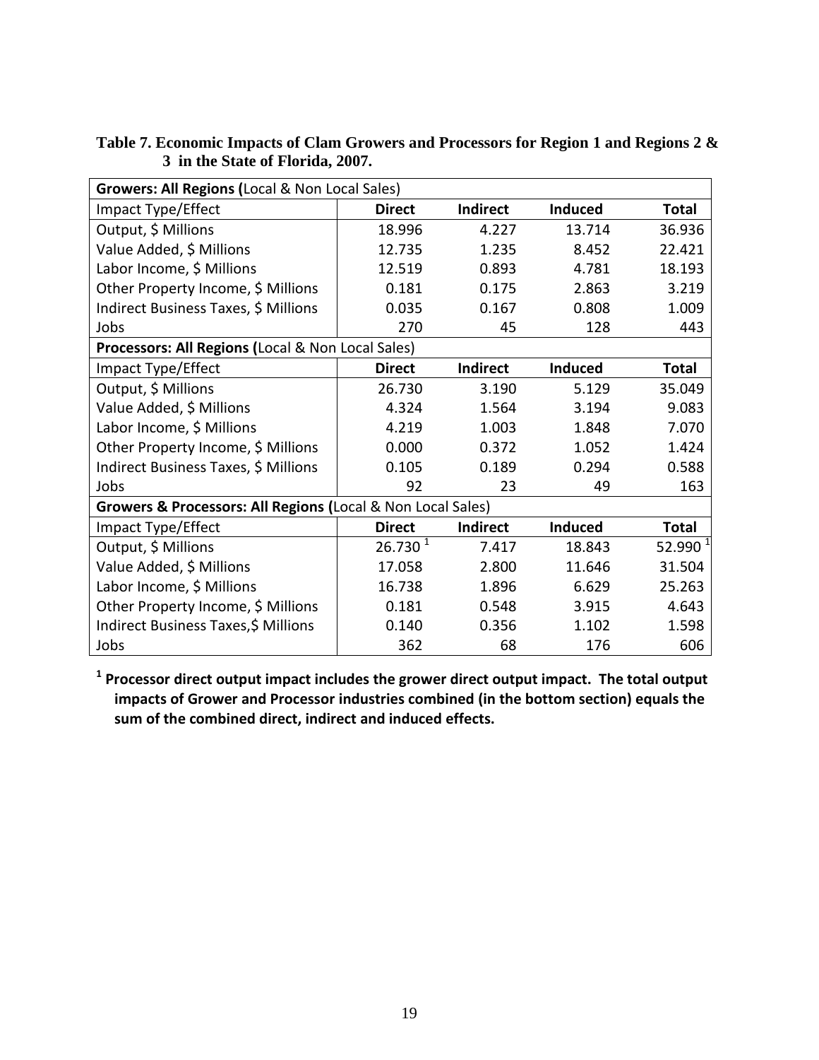**Table 7. Economic Impacts of Clam Growers and Processors for Region 1 and Regions 2 & 3 in the State of Florida, 2007.**

| **Growers: All Regions (**Local & Non Local Sales) | | | | |
|---|---|---|---|---|
| Impact Type/Effect | **Direct** | **Indirect** | **Induced** | **Total** |
| Output, $ Millions | 18.996 | 4.227 | 13.714 | 36.936 |
| Value Added, $ Millions | 12.735 | 1.235 | 8.452 | 22.421 |
| Labor Income, $ Millions | 12.519 | 0.893 | 4.781 | 18.193 |
| Other Property Income, $ Millions | 0.181 | 0.175 | 2.863 | 3.219 |
| Indirect Business Taxes, $ Millions | 0.035 | 0.167 | 0.808 | 1.009 |
| Jobs | 270 | 45 | 128 | 443 |
| **Processors: All Regions (**Local & Non Local Sales) | | | | |
| Impact Type/Effect | **Direct** | **Indirect** | **Induced** | **Total** |
| Output, $ Millions | 26.730 | 3.190 | 5.129 | 35.049 |
| Value Added, $ Millions | 4.324 | 1.564 | 3.194 | 9.083 |
| Labor Income, $ Millions | 4.219 | 1.003 | 1.848 | 7.070 |
| Other Property Income, $ Millions | 0.000 | 0.372 | 1.052 | 1.424 |
| Indirect Business Taxes, $ Millions | 0.105 | 0.189 | 0.294 | 0.588 |
| Jobs | 92 | 23 | 49 | 163 |
| **Growers & Processors: All Regions (**Local & Non Local Sales) | | | | |
| Impact Type/Effect | **Direct** | **Indirect** | **Induced** | **Total** |
| Output, $ Millions | 26.730 [1] | 7.417 | 18.843 | 52.990 [1] |
| Value Added, $ Millions | 17.058 | 2.800 | 11.646 | 31.504 |
| Labor Income, $ Millions | 16.738 | 1.896 | 6.629 | 25.263 |
| Other Property Income, $ Millions | 0.181 | 0.548 | 3.915 | 4.643 |
| Indirect Business Taxes,$ Millions | 0.140 | 0.356 | 1.102 | 1.598 |
| Jobs | 362 | 68 | 176 | 606 |

**[1] Processor direct output impact includes the grower direct output impact. The total output impacts of Grower and Processor industries combined (in the bottom section) equals the sum of the combined direct, indirect and induced effects.**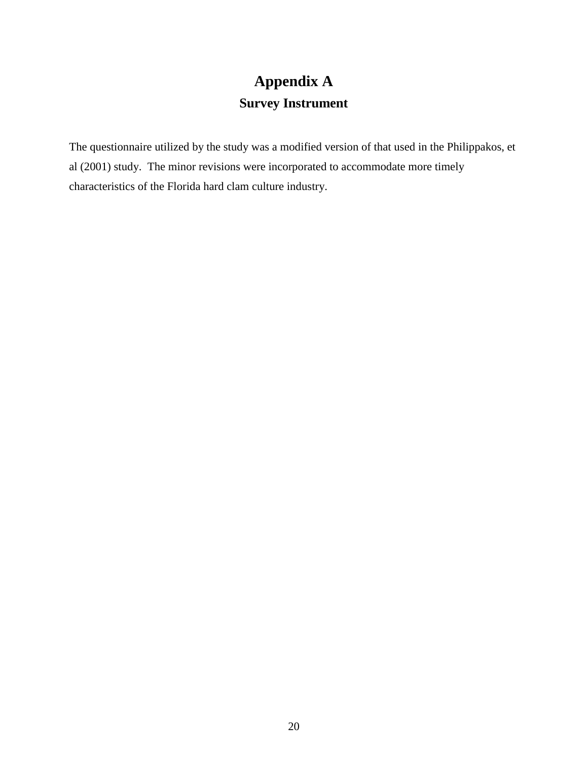# Appendix A

## Survey Instrument

The questionnaire utilized by the study was a modified version of that used in the Philippakos, et al (2001) study. The minor revisions were incorporated to accommodate more timely characteristics of the Florida hard clam culture industry.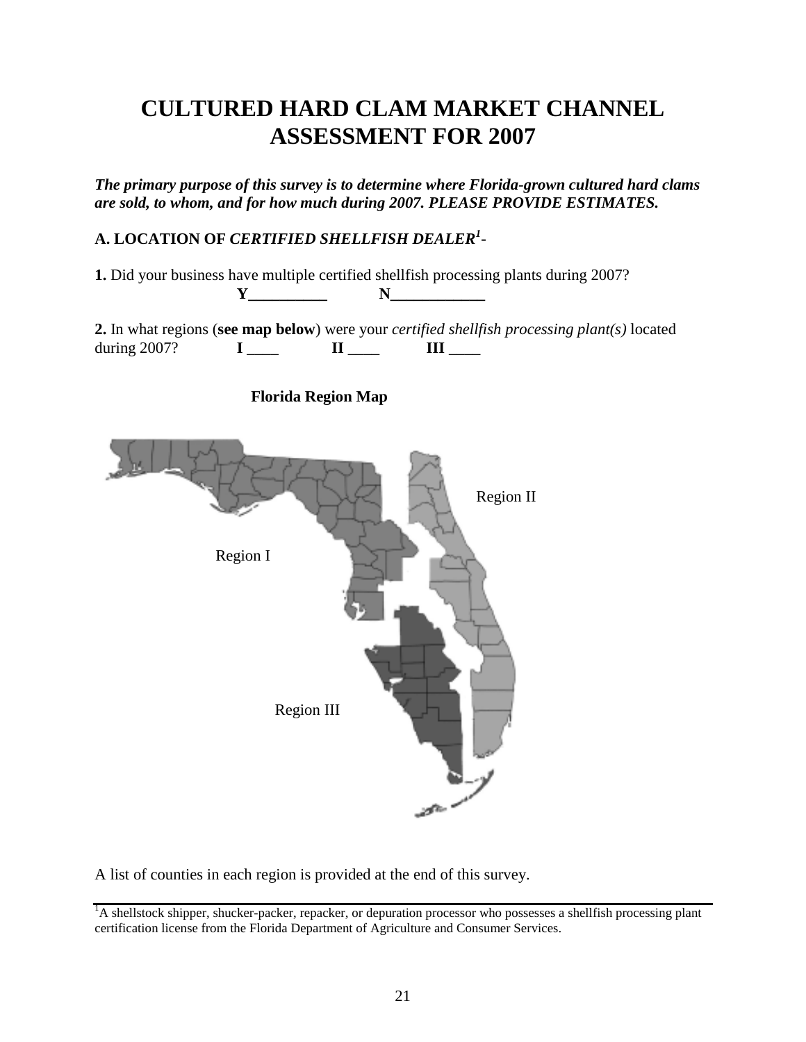# CULTURED HARD CLAM MARKET CHANNEL ASSESSMENT FOR 2007

***The primary purpose of this survey is to determine where Florida-grown cultured hard clams are sold, to whom, and for how much during 2007. PLEASE PROVIDE ESTIMATES.***

**A. LOCATION OF *CERTIFIED SHELLFISH DEALER*[1]-**

**1.** Did your business have multiple certified shellfish processing plants during 2007?

**Y**__________ **N**____________

**2.** In what regions (**see map below**) were your *certified shellfish processing plant(s)* located during 2007? **I** ____ **II** ____ **III** ____

**Florida Region Map**

Region II

Region I

Region III

A list of counties in each region is provided at the end of this survey.

---

[1]A shellstock shipper, shucker-packer, repacker, or depuration processor who possesses a shellfish processing plant certification license from the Florida Department of Agriculture and Consumer Services.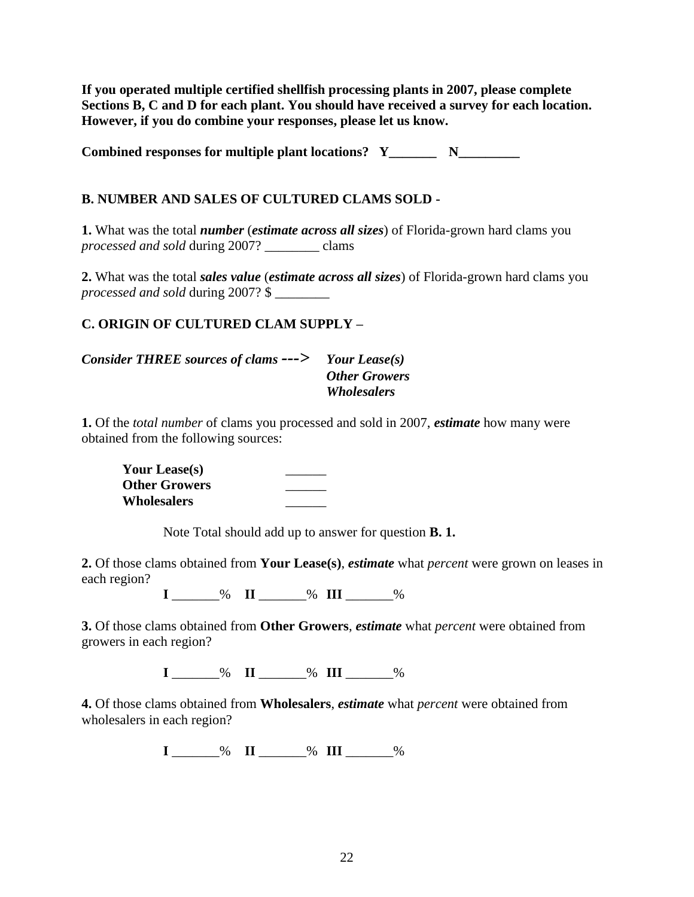**If you operated multiple certified shellfish processing plants in 2007, please complete Sections B, C and D for each plant. You should have received a survey for each location. However, if you do combine your responses, please let us know.**

**Combined responses for multiple plant locations? Y_______ N_________**

## B. NUMBER AND SALES OF CULTURED CLAMS SOLD -

**1.** What was the total ***number*** (***estimate across all sizes***) of Florida-grown hard clams you *processed and sold* during 2007? ________ clams

**2.** What was the total ***sales value*** (***estimate across all sizes***) of Florida-grown hard clams you *processed and sold* during 2007? $ ________

## C. ORIGIN OF CULTURED CLAM SUPPLY –

***Consider THREE sources of clams --->*** ***Your Lease(s)***
***Other Growers***
***Wholesalers***

**1.** Of the *total number* of clams you processed and sold in 2007, ***estimate*** how many were obtained from the following sources:

**Your Lease(s)** ______
**Other Growers** ______
**Wholesalers** ______

Note Total should add up to answer for question **B. 1.**

**2.** Of those clams obtained from **Your Lease(s)**, ***estimate*** what *percent* were grown on leases in each region?

**I** _______% **II** _______% **III** _______%

**3.** Of those clams obtained from **Other Growers**, ***estimate*** what *percent* were obtained from growers in each region?

**I** _______% **II** _______% **III** _______%

**4.** Of those clams obtained from **Wholesalers**, ***estimate*** what *percent* were obtained from wholesalers in each region?

**I** _______% **II** _______% **III** _______%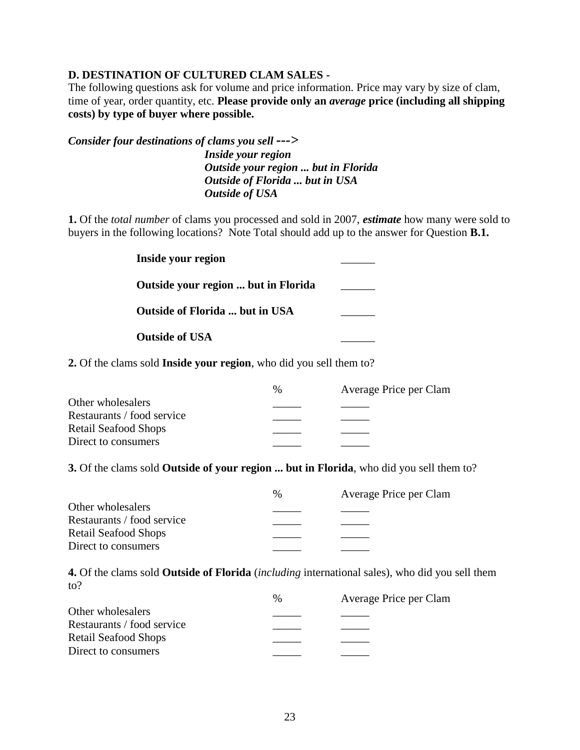**D. DESTINATION OF CULTURED CLAM SALES -**

The following questions ask for volume and price information. Price may vary by size of clam, time of year, order quantity, etc. **Please provide only an *average* price (including all shipping costs) by type of buyer where possible.**

***Consider four destinations of clams you sell --->***

***Inside your region***
***Outside your region ... but in Florida***
***Outside of Florida ... but in USA***
***Outside of USA***

**1.** Of the *total number* of clams you processed and sold in 2007, ***estimate*** how many were sold to buyers in the following locations? Note Total should add up to the answer for Question **B.1.**

| | |
|---|---|
| **Inside your region** | ______ |
| **Outside your region ... but in Florida** | ______ |
| **Outside of Florida ... but in USA** | ______ |
| **Outside of USA** | ______ |

**2.** Of the clams sold **Inside your region**, who did you sell them to?

| | % | Average Price per Clam |
|---|---|---|
| Other wholesalers | _____ | _____ |
| Restaurants / food service | _____ | _____ |
| Retail Seafood Shops | _____ | _____ |
| Direct to consumers | _____ | _____ |

**3.** Of the clams sold **Outside of your region ... but in Florida**, who did you sell them to?

| | % | Average Price per Clam |
|---|---|---|
| Other wholesalers | _____ | _____ |
| Restaurants / food service | _____ | _____ |
| Retail Seafood Shops | _____ | _____ |
| Direct to consumers | _____ | _____ |

**4.** Of the clams sold **Outside of Florida** (*including* international sales), who did you sell them to?

| | % | Average Price per Clam |
|---|---|---|
| Other wholesalers | _____ | _____ |
| Restaurants / food service | _____ | _____ |
| Retail Seafood Shops | _____ | _____ |
| Direct to consumers | _____ | _____ |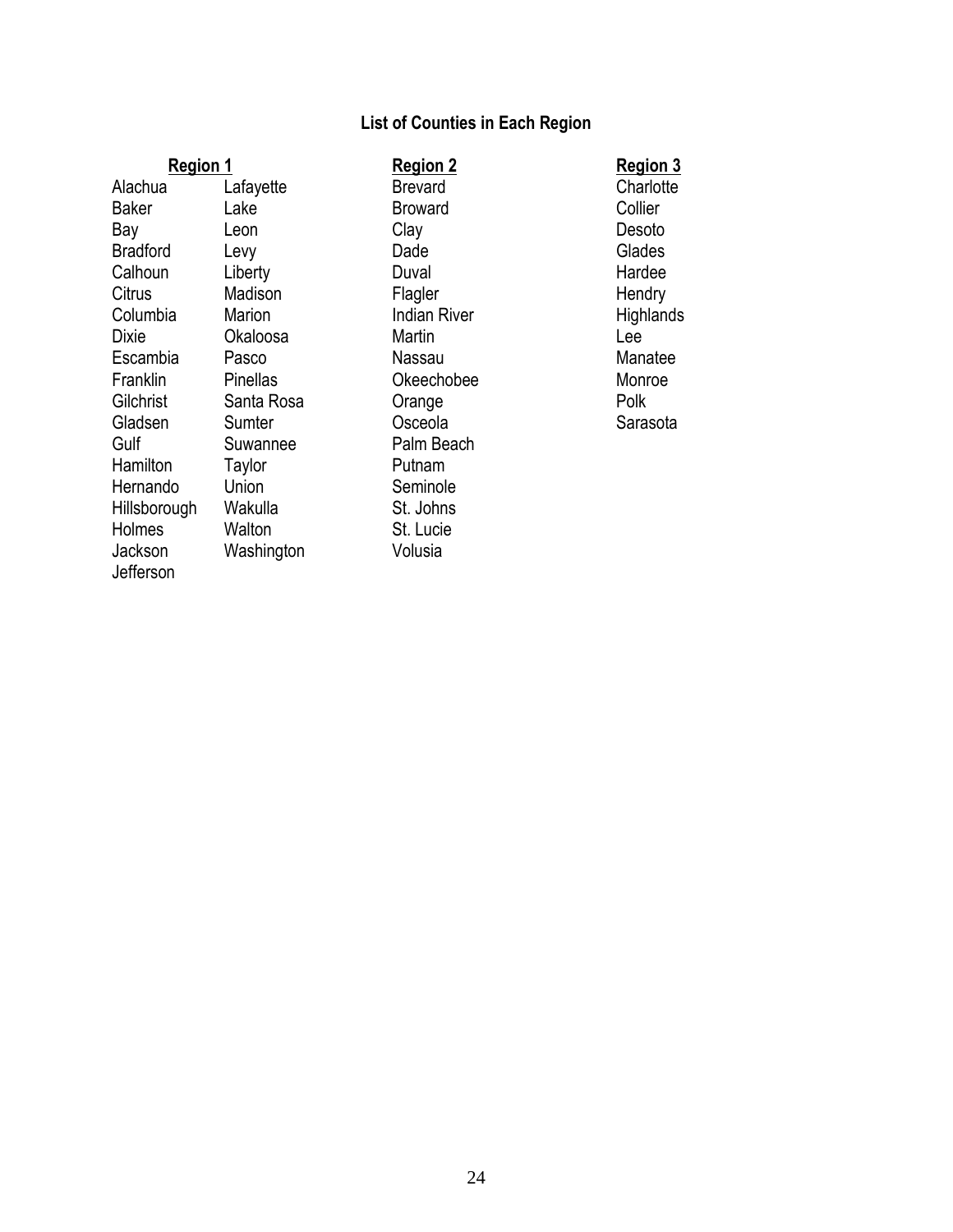## List of Counties in Each Region

| Region 1 | | Region 2 | Region 3 |
|---|---|---|---|
| Alachua | Lafayette | Brevard | Charlotte |
| Baker | Lake | Broward | Collier |
| Bay | Leon | Clay | Desoto |
| Bradford | Levy | Dade | Glades |
| Calhoun | Liberty | Duval | Hardee |
| Citrus | Madison | Flagler | Hendry |
| Columbia | Marion | Indian River | Highlands |
| Dixie | Okaloosa | Martin | Lee |
| Escambia | Pasco | Nassau | Manatee |
| Franklin | Pinellas | Okeechobee | Monroe |
| Gilchrist | Santa Rosa | Orange | Polk |
| Gladsen | Sumter | Osceola | Sarasota |
| Gulf | Suwannee | Palm Beach | |
| Hamilton | Taylor | Putnam | |
| Hernando | Union | Seminole | |
| Hillsborough | Wakulla | St. Johns | |
| Holmes | Walton | St. Lucie | |
| Jackson | Washington | Volusia | |
| Jefferson | | | |